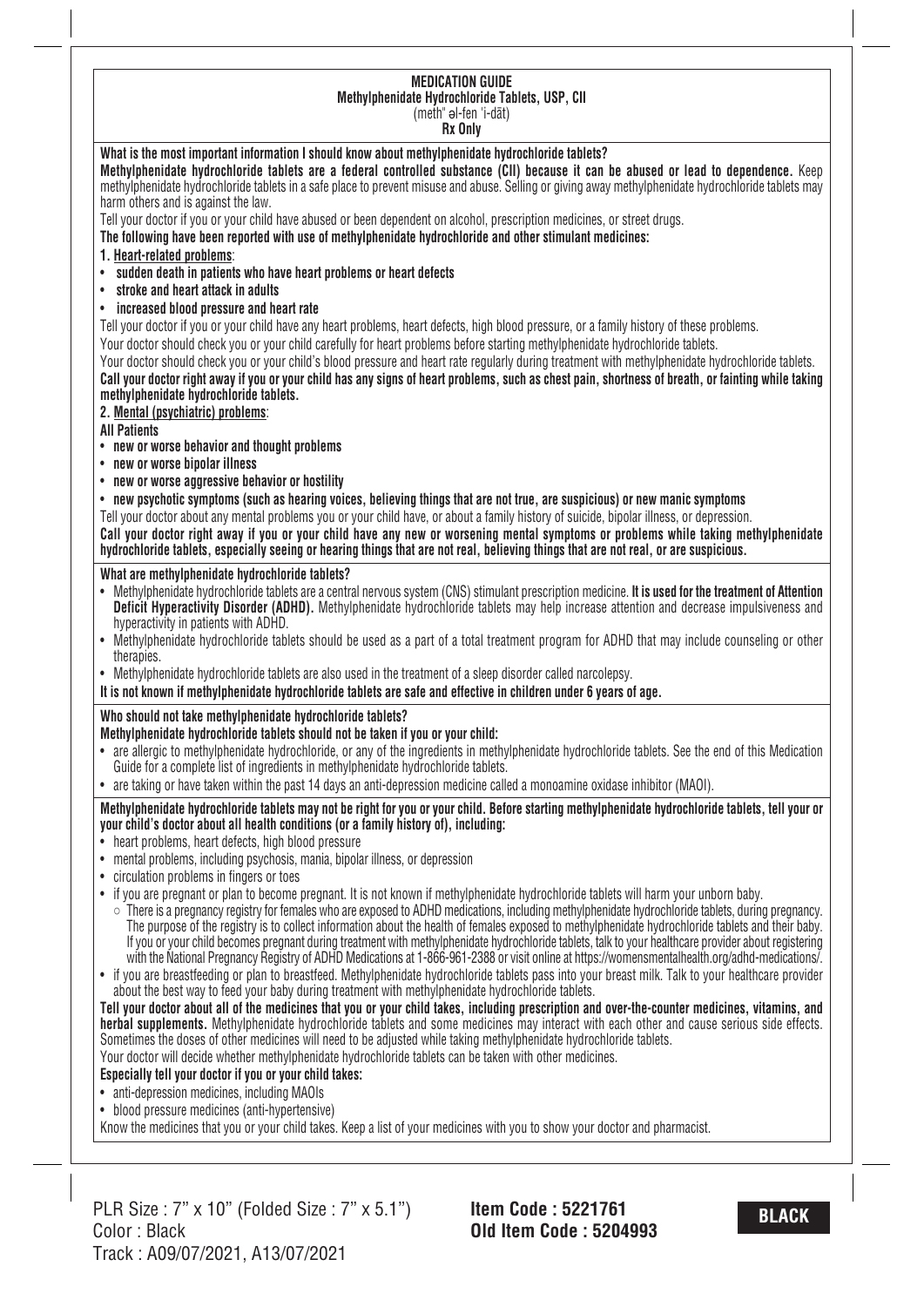# MEDICATION GUIDE

## Methylphenidate Hydrochloride Tablets, USP, CII

(meth" əl-fen 'i-dāt)

**Rx Only**

**What is the most important information I should know about methylphenidate hydrochloride tablets?**

**Methylphenidate hydrochloride tablets are a federal controlled substance (CII) because it can be abused or lead to dependence.** Keep methylphenidate hydrochloride tablets in a safe place to prevent misuse and abuse. Selling or giving away methylphenidate hydrochloride tablets may harm others and is against the law.

Tell your doctor if you or your child have abused or been dependent on alcohol, prescription medicines, or street drugs.

**The following have been reported with use of methylphenidate hydrochloride and other stimulant medicines:**

**1. Heart-related problems**:

- **sudden death in patients who have heart problems or heart defects**
- **stroke and heart attack in adults**
- **increased blood pressure and heart rate**

Tell your doctor if you or your child have any heart problems, heart defects, high blood pressure, or a family history of these problems.

Your doctor should check you or your child carefully for heart problems before starting methylphenidate hydrochloride tablets.

Your doctor should check you or your child's blood pressure and heart rate regularly during treatment with methylphenidate hydrochloride tablets.

**Call your doctor right away if you or your child has any signs of heart problems, such as chest pain, shortness of breath, or fainting while taking methylphenidate hydrochloride tablets.**

**2. Mental (psychiatric) problems**:

**All Patients**

- **new or worse behavior and thought problems**
- **new or worse bipolar illness**
- **new or worse aggressive behavior or hostility**
- **new psychotic symptoms (such as hearing voices, believing things that are not true, are suspicious) or new manic symptoms**

Tell your doctor about any mental problems you or your child have, or about a family history of suicide, bipolar illness, or depression.

**Call your doctor right away if you or your child have any new or worsening mental symptoms or problems while taking methylphenidate hydrochloride tablets, especially seeing or hearing things that are not real, believing things that are not real, or are suspicious.**

**What are methylphenidate hydrochloride tablets?**

- Methylphenidate hydrochloride tablets are a central nervous system (CNS) stimulant prescription medicine. **It is used for the treatment of Attention Deficit Hyperactivity Disorder (ADHD).** Methylphenidate hydrochloride tablets may help increase attention and decrease impulsiveness and hyperactivity in patients with ADHD.
- Methylphenidate hydrochloride tablets should be used as a part of a total treatment program for ADHD that may include counseling or other therapies.
- Methylphenidate hydrochloride tablets are also used in the treatment of a sleep disorder called narcolepsy.

**It is not known if methylphenidate hydrochloride tablets are safe and effective in children under 6 years of age.**

**Who should not take methylphenidate hydrochloride tablets?**

**Methylphenidate hydrochloride tablets should not be taken if you or your child:**

- are allergic to methylphenidate hydrochloride, or any of the ingredients in methylphenidate hydrochloride tablets. See the end of this Medication Guide for a complete list of ingredients in methylphenidate hydrochloride tablets.
- are taking or have taken within the past 14 days an anti-depression medicine called a monoamine oxidase inhibitor (MAOI).

**Methylphenidate hydrochloride tablets may not be right for you or your child. Before starting methylphenidate hydrochloride tablets, tell your or your child's doctor about all health conditions (or a family history of), including:**

- heart problems, heart defects, high blood pressure
- mental problems, including psychosis, mania, bipolar illness, or depression
- circulation problems in fingers or toes
- if you are pregnant or plan to become pregnant. It is not known if methylphenidate hydrochloride tablets will harm your unborn baby.
  - There is a pregnancy registry for females who are exposed to ADHD medications, including methylphenidate hydrochloride tablets, during pregnancy. The purpose of the registry is to collect information about the health of females exposed to methylphenidate hydrochloride tablets and their baby. If you or your child becomes pregnant during treatment with methylphenidate hydrochloride tablets, talk to your healthcare provider about registering with the National Pregnancy Registry of ADHD Medications at 1-866-961-2388 or visit online at https://womensmentalhealth.org/adhd-medications/.
- if you are breastfeeding or plan to breastfeed. Methylphenidate hydrochloride tablets pass into your breast milk. Talk to your healthcare provider about the best way to feed your baby during treatment with methylphenidate hydrochloride tablets.

**Tell your doctor about all of the medicines that you or your child takes, including prescription and over-the-counter medicines, vitamins, and herbal supplements.** Methylphenidate hydrochloride tablets and some medicines may interact with each other and cause serious side effects. Sometimes the doses of other medicines will need to be adjusted while taking methylphenidate hydrochloride tablets.

Your doctor will decide whether methylphenidate hydrochloride tablets can be taken with other medicines.

**Especially tell your doctor if you or your child takes:**

- anti-depression medicines, including MAOIs
- blood pressure medicines (anti-hypertensive)

Know the medicines that you or your child takes. Keep a list of your medicines with you to show your doctor and pharmacist.

PLR Size : 7" x 10" (Folded Size : 7" x 5.1")
Color : Black
Track : A09/07/2021, A13/07/2021

**Item Code : 5221761**
**Old Item Code : 5204993**

**BLACK**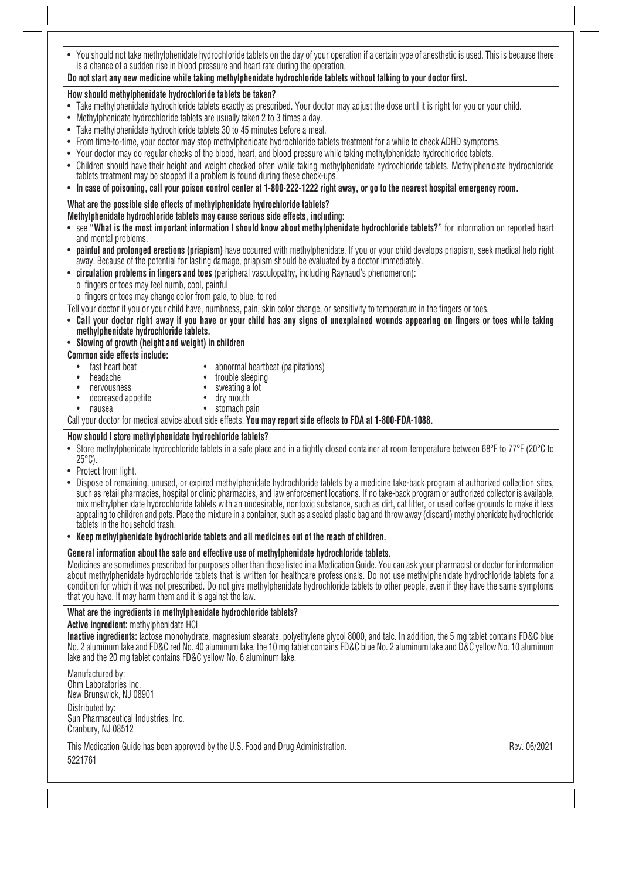- You should not take methylphenidate hydrochloride tablets on the day of your operation if a certain type of anesthetic is used. This is because there is a chance of a sudden rise in blood pressure and heart rate during the operation.

**Do not start any new medicine while taking methylphenidate hydrochloride tablets without talking to your doctor first.**

**How should methylphenidate hydrochloride tablets be taken?**

- Take methylphenidate hydrochloride tablets exactly as prescribed. Your doctor may adjust the dose until it is right for you or your child.
- Methylphenidate hydrochloride tablets are usually taken 2 to 3 times a day.
- Take methylphenidate hydrochloride tablets 30 to 45 minutes before a meal.
- From time-to-time, your doctor may stop methylphenidate hydrochloride tablets treatment for a while to check ADHD symptoms.
- Your doctor may do regular checks of the blood, heart, and blood pressure while taking methylphenidate hydrochloride tablets.
- Children should have their height and weight checked often while taking methylphenidate hydrochloride tablets. Methylphenidate hydrochloride tablets treatment may be stopped if a problem is found during these check-ups.
- **In case of poisoning, call your poison control center at 1-800-222-1222 right away, or go to the nearest hospital emergency room.**

**What are the possible side effects of methylphenidate hydrochloride tablets?**

**Methylphenidate hydrochloride tablets may cause serious side effects, including:**

- see **"What is the most important information I should know about methylphenidate hydrochloride tablets?"** for information on reported heart and mental problems.
- **painful and prolonged erections (priapism)** have occurred with methylphenidate. If you or your child develops priapism, seek medical help right away. Because of the potential for lasting damage, priapism should be evaluated by a doctor immediately.
- **circulation problems in fingers and toes** (peripheral vasculopathy, including Raynaud's phenomenon):
  - o fingers or toes may feel numb, cool, painful
  - o fingers or toes may change color from pale, to blue, to red

Tell your doctor if you or your child have, numbness, pain, skin color change, or sensitivity to temperature in the fingers or toes.

- **Call your doctor right away if you have or your child has any signs of unexplained wounds appearing on fingers or toes while taking methylphenidate hydrochloride tablets.**
- **Slowing of growth (height and weight) in children**

**Common side effects include:**

- fast heart beat
- headache
- nervousness
- decreased appetite
- nausea
- abnormal heartbeat (palpitations)
- trouble sleeping
- sweating a lot
- dry mouth
- stomach pain

Call your doctor for medical advice about side effects. **You may report side effects to FDA at 1-800-FDA-1088.**

**How should I store methylphenidate hydrochloride tablets?**

- Store methylphenidate hydrochloride tablets in a safe place and in a tightly closed container at room temperature between 68°F to 77°F (20°C to 25°C).
- Protect from light.
- Dispose of remaining, unused, or expired methylphenidate hydrochloride tablets by a medicine take-back program at authorized collection sites, such as retail pharmacies, hospital or clinic pharmacies, and law enforcement locations. If no take-back program or authorized collector is available, mix methylphenidate hydrochloride tablets with an undesirable, nontoxic substance, such as dirt, cat litter, or used coffee grounds to make it less appealing to children and pets. Place the mixture in a container, such as a sealed plastic bag and throw away (discard) methylphenidate hydrochloride tablets in the household trash.
- **Keep methylphenidate hydrochloride tablets and all medicines out of the reach of children.**

**General information about the safe and effective use of methylphenidate hydrochloride tablets.**

Medicines are sometimes prescribed for purposes other than those listed in a Medication Guide. You can ask your pharmacist or doctor for information about methylphenidate hydrochloride tablets that is written for healthcare professionals. Do not use methylphenidate hydrochloride tablets for a condition for which it was not prescribed. Do not give methylphenidate hydrochloride tablets to other people, even if they have the same symptoms that you have. It may harm them and it is against the law.

**What are the ingredients in methylphenidate hydrochloride tablets?**

**Active ingredient:** methylphenidate HCl

**Inactive ingredients:** lactose monohydrate, magnesium stearate, polyethylene glycol 8000, and talc. In addition, the 5 mg tablet contains FD&C blue No. 2 aluminum lake and FD&C red No. 40 aluminum lake, the 10 mg tablet contains FD&C blue No. 2 aluminum lake and D&C yellow No. 10 aluminum lake and the 20 mg tablet contains FD&C yellow No. 6 aluminum lake.

Manufactured by:
Ohm Laboratories Inc.
New Brunswick, NJ 08901

Distributed by:
Sun Pharmaceutical Industries, Inc.
Cranbury, NJ 08512

This Medication Guide has been approved by the U.S. Food and Drug Administration. Rev. 06/2021

5221761